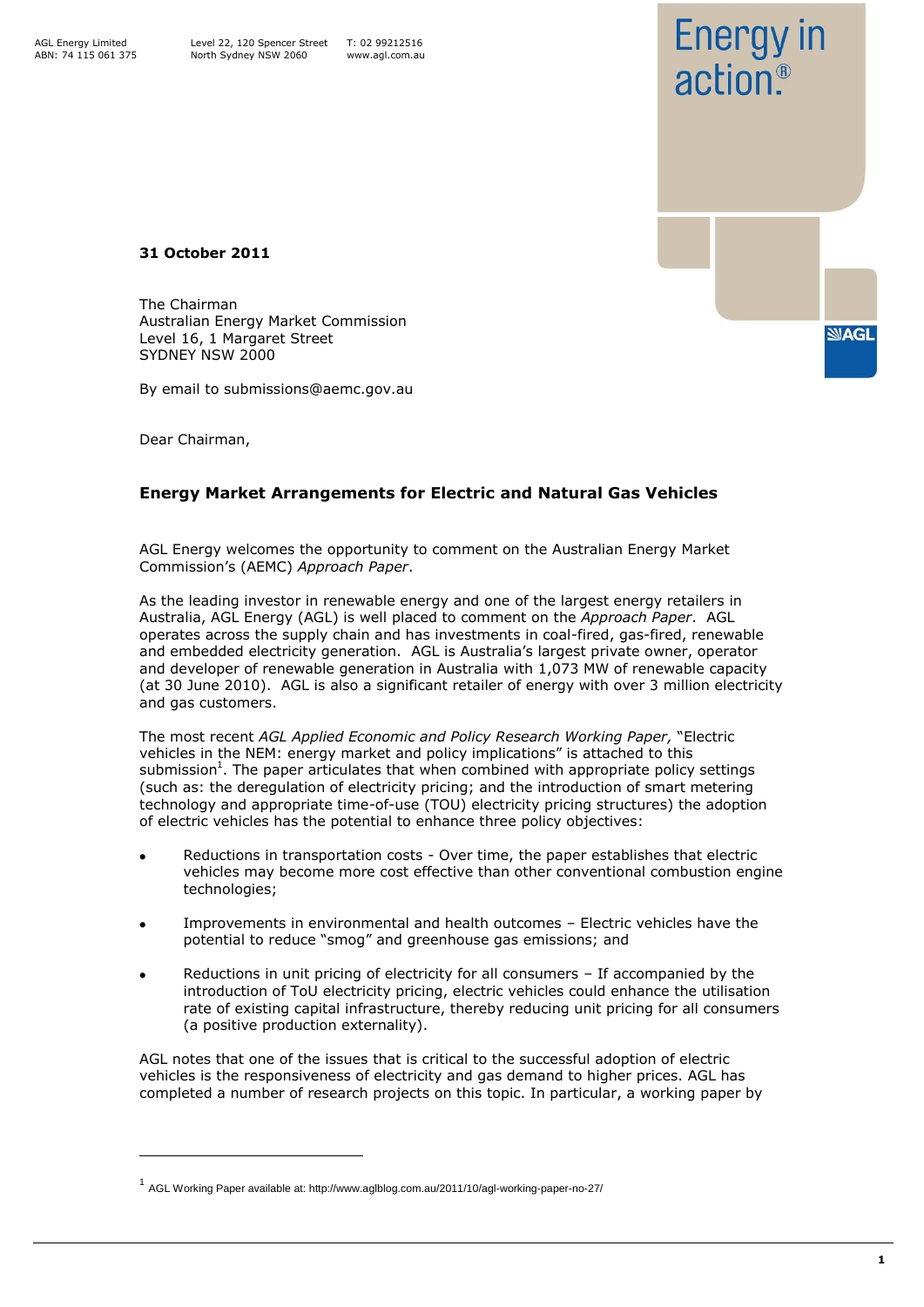AGL Energy Limited
ABN: 74 115 061 375

Level 22, 120 Spencer Street
North Sydney NSW 2060

T: 02 99212516
www.agl.com.au

Energy in action.®

**31 October 2011**

The Chairman
Australian Energy Market Commission
Level 16, 1 Margaret Street
SYDNEY NSW 2000

By email to submissions@aemc.gov.au

Dear Chairman,

## Energy Market Arrangements for Electric and Natural Gas Vehicles

AGL Energy welcomes the opportunity to comment on the Australian Energy Market Commission's (AEMC) *Approach Paper*.

As the leading investor in renewable energy and one of the largest energy retailers in Australia, AGL Energy (AGL) is well placed to comment on the *Approach Paper*. AGL operates across the supply chain and has investments in coal-fired, gas-fired, renewable and embedded electricity generation. AGL is Australia's largest private owner, operator and developer of renewable generation in Australia with 1,073 MW of renewable capacity (at 30 June 2010). AGL is also a significant retailer of energy with over 3 million electricity and gas customers.

The most recent *AGL Applied Economic and Policy Research Working Paper,* "Electric vehicles in the NEM: energy market and policy implications" is attached to this submission[1]. The paper articulates that when combined with appropriate policy settings (such as: the deregulation of electricity pricing; and the introduction of smart metering technology and appropriate time-of-use (TOU) electricity pricing structures) the adoption of electric vehicles has the potential to enhance three policy objectives:

- Reductions in transportation costs - Over time, the paper establishes that electric vehicles may become more cost effective than other conventional combustion engine technologies;
- Improvements in environmental and health outcomes – Electric vehicles have the potential to reduce "smog" and greenhouse gas emissions; and
- Reductions in unit pricing of electricity for all consumers – If accompanied by the introduction of ToU electricity pricing, electric vehicles could enhance the utilisation rate of existing capital infrastructure, thereby reducing unit pricing for all consumers (a positive production externality).

AGL notes that one of the issues that is critical to the successful adoption of electric vehicles is the responsiveness of electricity and gas demand to higher prices. AGL has completed a number of research projects on this topic. In particular, a working paper by

[1] AGL Working Paper available at: http://www.aglblog.com.au/2011/10/agl-working-paper-no-27/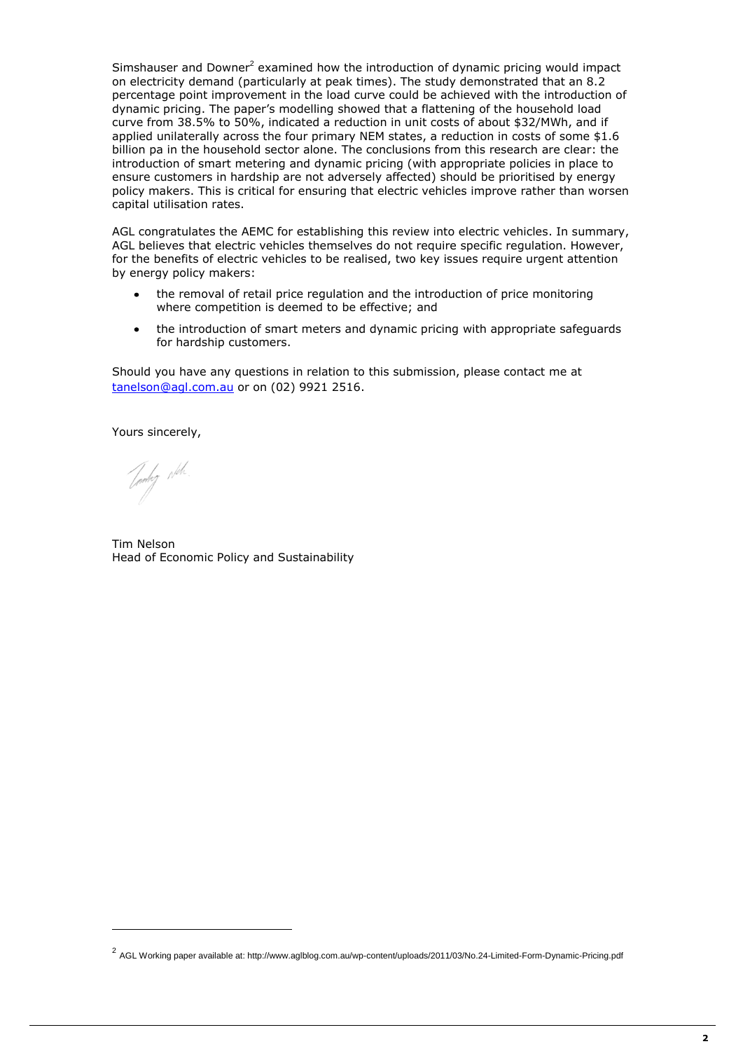Simshauser and Downer[2] examined how the introduction of dynamic pricing would impact on electricity demand (particularly at peak times). The study demonstrated that an 8.2 percentage point improvement in the load curve could be achieved with the introduction of dynamic pricing. The paper's modelling showed that a flattening of the household load curve from 38.5% to 50%, indicated a reduction in unit costs of about $32/MWh, and if applied unilaterally across the four primary NEM states, a reduction in costs of some $1.6 billion pa in the household sector alone. The conclusions from this research are clear: the introduction of smart metering and dynamic pricing (with appropriate policies in place to ensure customers in hardship are not adversely affected) should be prioritised by energy policy makers. This is critical for ensuring that electric vehicles improve rather than worsen capital utilisation rates.

AGL congratulates the AEMC for establishing this review into electric vehicles. In summary, AGL believes that electric vehicles themselves do not require specific regulation. However, for the benefits of electric vehicles to be realised, two key issues require urgent attention by energy policy makers:

- the removal of retail price regulation and the introduction of price monitoring where competition is deemed to be effective; and
- the introduction of smart meters and dynamic pricing with appropriate safeguards for hardship customers.

Should you have any questions in relation to this submission, please contact me at tanelson@agl.com.au or on (02) 9921 2516.

Yours sincerely,

Tim Nelson
Head of Economic Policy and Sustainability

[2] AGL Working paper available at: http://www.aglblog.com.au/wp-content/uploads/2011/03/No.24-Limited-Form-Dynamic-Pricing.pdf